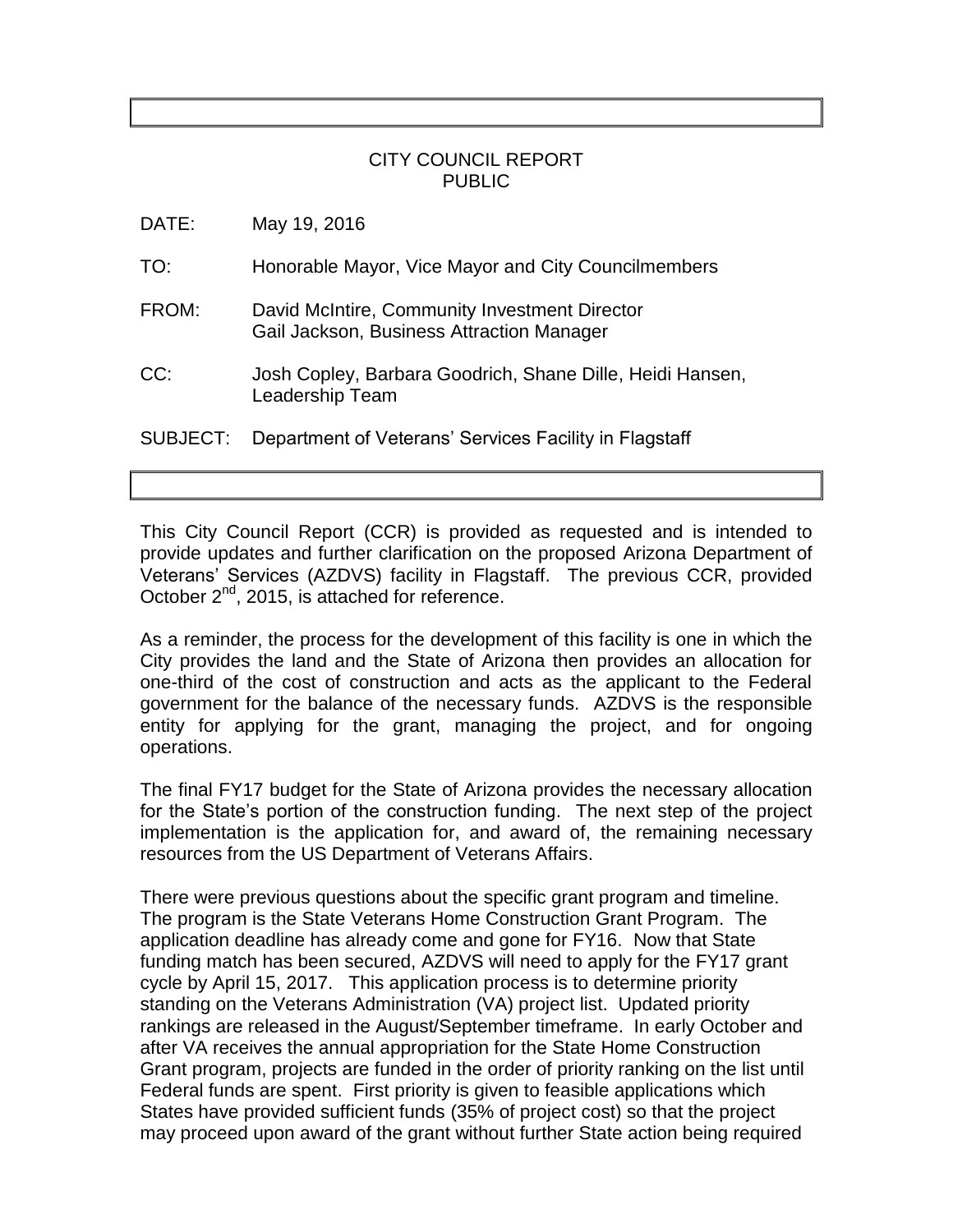# CITY COUNCIL REPORT
PUBLIC

DATE: May 19, 2016

TO: Honorable Mayor, Vice Mayor and City Councilmembers

FROM: David McIntire, Community Investment Director
Gail Jackson, Business Attraction Manager

CC: Josh Copley, Barbara Goodrich, Shane Dille, Heidi Hansen, Leadership Team

SUBJECT: Department of Veterans' Services Facility in Flagstaff

---

This City Council Report (CCR) is provided as requested and is intended to provide updates and further clarification on the proposed Arizona Department of Veterans' Services (AZDVS) facility in Flagstaff. The previous CCR, provided October 2nd, 2015, is attached for reference.

As a reminder, the process for the development of this facility is one in which the City provides the land and the State of Arizona then provides an allocation for one-third of the cost of construction and acts as the applicant to the Federal government for the balance of the necessary funds. AZDVS is the responsible entity for applying for the grant, managing the project, and for ongoing operations.

The final FY17 budget for the State of Arizona provides the necessary allocation for the State's portion of the construction funding. The next step of the project implementation is the application for, and award of, the remaining necessary resources from the US Department of Veterans Affairs.

There were previous questions about the specific grant program and timeline. The program is the State Veterans Home Construction Grant Program. The application deadline has already come and gone for FY16. Now that State funding match has been secured, AZDVS will need to apply for the FY17 grant cycle by April 15, 2017. This application process is to determine priority standing on the Veterans Administration (VA) project list. Updated priority rankings are released in the August/September timeframe. In early October and after VA receives the annual appropriation for the State Home Construction Grant program, projects are funded in the order of priority ranking on the list until Federal funds are spent. First priority is given to feasible applications which States have provided sufficient funds (35% of project cost) so that the project may proceed upon award of the grant without further State action being required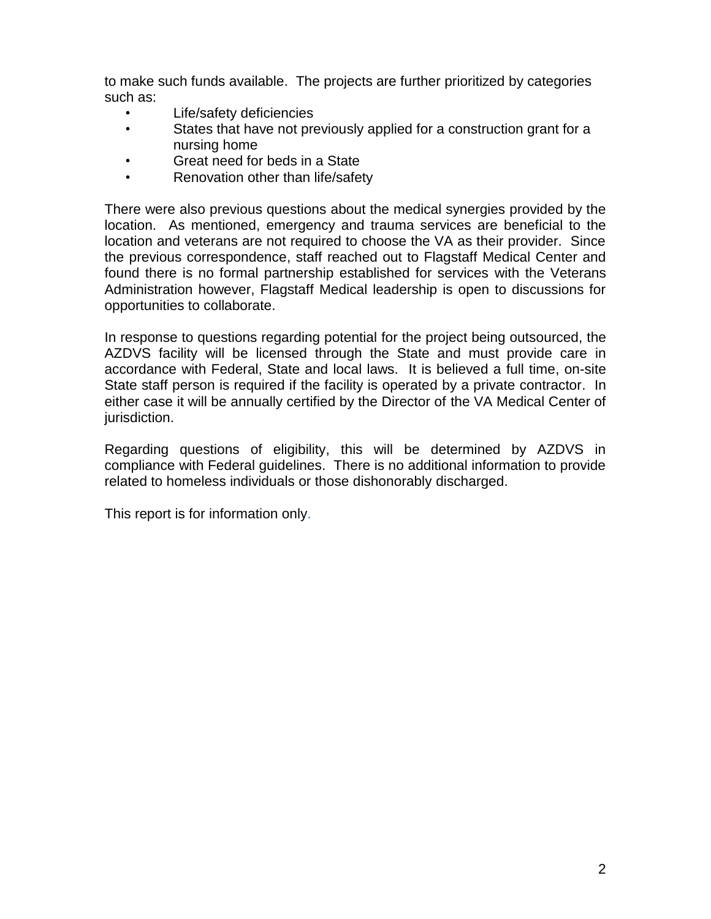to make such funds available. The projects are further prioritized by categories such as:

- Life/safety deficiencies
- States that have not previously applied for a construction grant for a nursing home
- Great need for beds in a State
- Renovation other than life/safety

There were also previous questions about the medical synergies provided by the location. As mentioned, emergency and trauma services are beneficial to the location and veterans are not required to choose the VA as their provider. Since the previous correspondence, staff reached out to Flagstaff Medical Center and found there is no formal partnership established for services with the Veterans Administration however, Flagstaff Medical leadership is open to discussions for opportunities to collaborate.

In response to questions regarding potential for the project being outsourced, the AZDVS facility will be licensed through the State and must provide care in accordance with Federal, State and local laws. It is believed a full time, on-site State staff person is required if the facility is operated by a private contractor. In either case it will be annually certified by the Director of the VA Medical Center of jurisdiction.

Regarding questions of eligibility, this will be determined by AZDVS in compliance with Federal guidelines. There is no additional information to provide related to homeless individuals or those dishonorably discharged.

This report is for information only.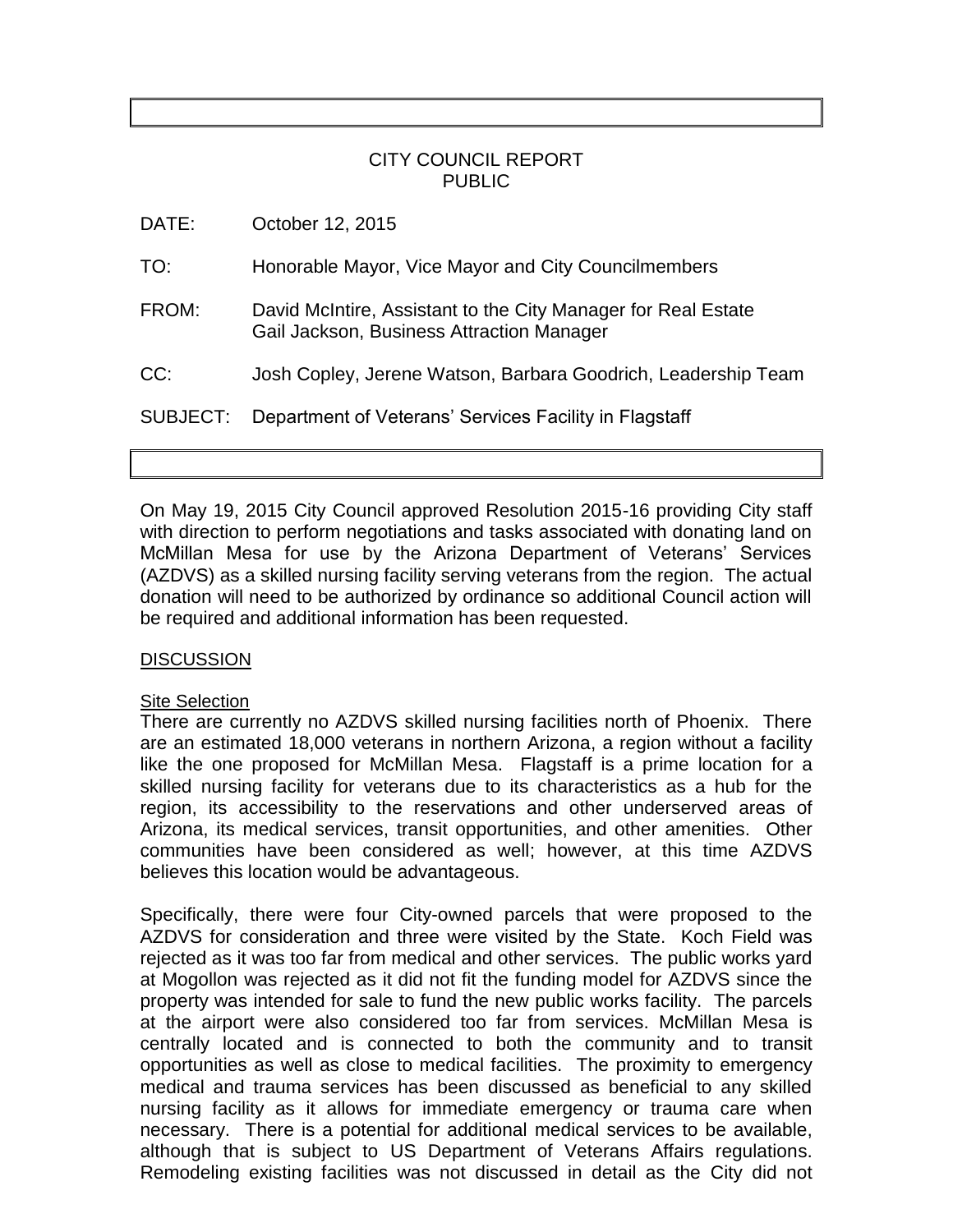CITY COUNCIL REPORT
PUBLIC

DATE: October 12, 2015

TO: Honorable Mayor, Vice Mayor and City Councilmembers

FROM: David McIntire, Assistant to the City Manager for Real Estate
Gail Jackson, Business Attraction Manager

CC: Josh Copley, Jerene Watson, Barbara Goodrich, Leadership Team

SUBJECT: Department of Veterans' Services Facility in Flagstaff

On May 19, 2015 City Council approved Resolution 2015-16 providing City staff with direction to perform negotiations and tasks associated with donating land on McMillan Mesa for use by the Arizona Department of Veterans' Services (AZDVS) as a skilled nursing facility serving veterans from the region. The actual donation will need to be authorized by ordinance so additional Council action will be required and additional information has been requested.

## DISCUSSION

### Site Selection

There are currently no AZDVS skilled nursing facilities north of Phoenix. There are an estimated 18,000 veterans in northern Arizona, a region without a facility like the one proposed for McMillan Mesa. Flagstaff is a prime location for a skilled nursing facility for veterans due to its characteristics as a hub for the region, its accessibility to the reservations and other underserved areas of Arizona, its medical services, transit opportunities, and other amenities. Other communities have been considered as well; however, at this time AZDVS believes this location would be advantageous.

Specifically, there were four City-owned parcels that were proposed to the AZDVS for consideration and three were visited by the State. Koch Field was rejected as it was too far from medical and other services. The public works yard at Mogollon was rejected as it did not fit the funding model for AZDVS since the property was intended for sale to fund the new public works facility. The parcels at the airport were also considered too far from services. McMillan Mesa is centrally located and is connected to both the community and to transit opportunities as well as close to medical facilities. The proximity to emergency medical and trauma services has been discussed as beneficial to any skilled nursing facility as it allows for immediate emergency or trauma care when necessary. There is a potential for additional medical services to be available, although that is subject to US Department of Veterans Affairs regulations. Remodeling existing facilities was not discussed in detail as the City did not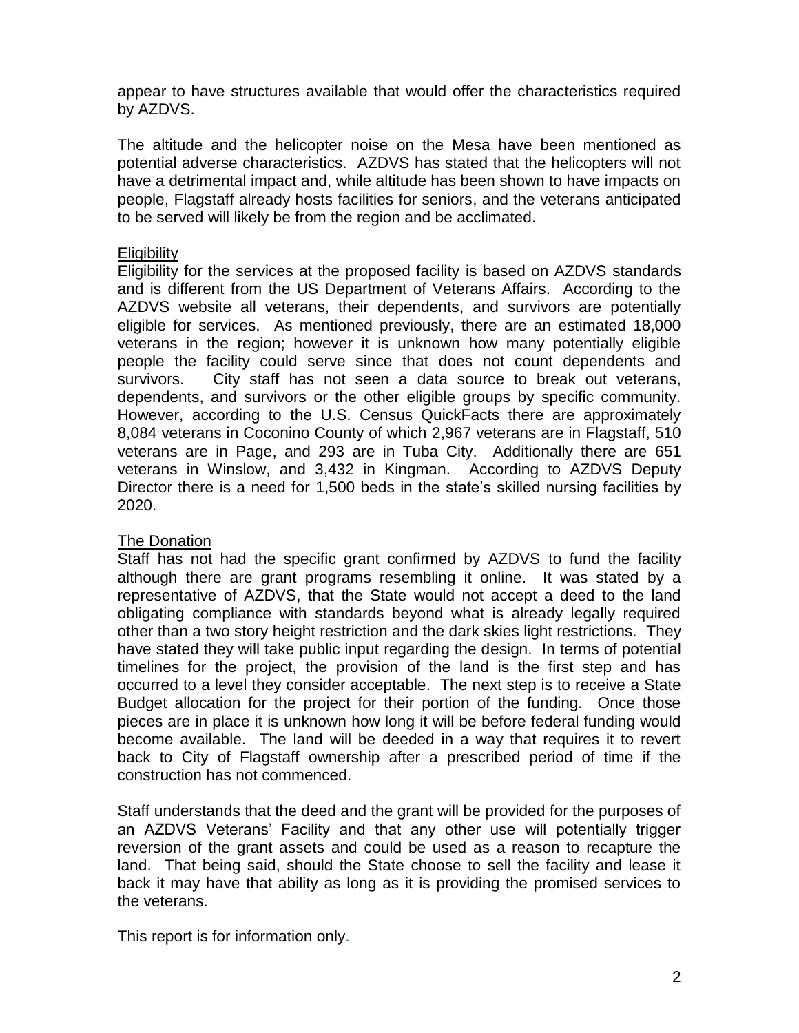appear to have structures available that would offer the characteristics required by AZDVS.

The altitude and the helicopter noise on the Mesa have been mentioned as potential adverse characteristics. AZDVS has stated that the helicopters will not have a detrimental impact and, while altitude has been shown to have impacts on people, Flagstaff already hosts facilities for seniors, and the veterans anticipated to be served will likely be from the region and be acclimated.

Eligibility

Eligibility for the services at the proposed facility is based on AZDVS standards and is different from the US Department of Veterans Affairs. According to the AZDVS website all veterans, their dependents, and survivors are potentially eligible for services. As mentioned previously, there are an estimated 18,000 veterans in the region; however it is unknown how many potentially eligible people the facility could serve since that does not count dependents and survivors. City staff has not seen a data source to break out veterans, dependents, and survivors or the other eligible groups by specific community. However, according to the U.S. Census QuickFacts there are approximately 8,084 veterans in Coconino County of which 2,967 veterans are in Flagstaff, 510 veterans are in Page, and 293 are in Tuba City. Additionally there are 651 veterans in Winslow, and 3,432 in Kingman. According to AZDVS Deputy Director there is a need for 1,500 beds in the state's skilled nursing facilities by 2020.

The Donation

Staff has not had the specific grant confirmed by AZDVS to fund the facility although there are grant programs resembling it online. It was stated by a representative of AZDVS, that the State would not accept a deed to the land obligating compliance with standards beyond what is already legally required other than a two story height restriction and the dark skies light restrictions. They have stated they will take public input regarding the design. In terms of potential timelines for the project, the provision of the land is the first step and has occurred to a level they consider acceptable. The next step is to receive a State Budget allocation for the project for their portion of the funding. Once those pieces are in place it is unknown how long it will be before federal funding would become available. The land will be deeded in a way that requires it to revert back to City of Flagstaff ownership after a prescribed period of time if the construction has not commenced.

Staff understands that the deed and the grant will be provided for the purposes of an AZDVS Veterans' Facility and that any other use will potentially trigger reversion of the grant assets and could be used as a reason to recapture the land. That being said, should the State choose to sell the facility and lease it back it may have that ability as long as it is providing the promised services to the veterans.

This report is for information only.